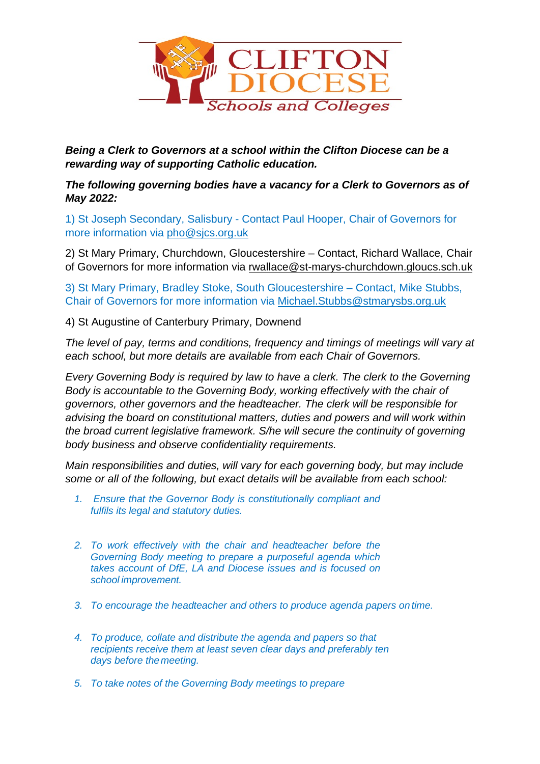CLIFTON DIOCESE
Schools and Colleges

***Being a Clerk to Governors at a school within the Clifton Diocese can be a rewarding way of supporting Catholic education.***

***The following governing bodies have a vacancy for a Clerk to Governors as of May 2022:***

1) St Joseph Secondary, Salisbury - Contact Paul Hooper, Chair of Governors for more information via pho@sjcs.org.uk

2) St Mary Primary, Churchdown, Gloucestershire – Contact, Richard Wallace, Chair of Governors for more information via rwallace@st-marys-churchdown.gloucs.sch.uk

3) St Mary Primary, Bradley Stoke, South Gloucestershire – Contact, Mike Stubbs, Chair of Governors for more information via Michael.Stubbs@stmarysbs.org.uk

4) St Augustine of Canterbury Primary, Downend

*The level of pay, terms and conditions, frequency and timings of meetings will vary at each school, but more details are available from each Chair of Governors.*

*Every Governing Body is required by law to have a clerk. The clerk to the Governing Body is accountable to the Governing Body, working effectively with the chair of governors, other governors and the headteacher. The clerk will be responsible for advising the board on constitutional matters, duties and powers and will work within the broad current legislative framework. S/he will secure the continuity of governing body business and observe confidentiality requirements.*

*Main responsibilities and duties, will vary for each governing body, but may include some or all of the following, but exact details will be available from each school:*

1. *Ensure that the Governor Body is constitutionally compliant and fulfils its legal and statutory duties.*
2. *To work effectively with the chair and headteacher before the Governing Body meeting to prepare a purposeful agenda which takes account of DfE, LA and Diocese issues and is focused on school improvement.*
3. *To encourage the headteacher and others to produce agenda papers on time.*
4. *To produce, collate and distribute the agenda and papers so that recipients receive them at least seven clear days and preferably ten days before the meeting.*
5. *To take notes of the Governing Body meetings to prepare*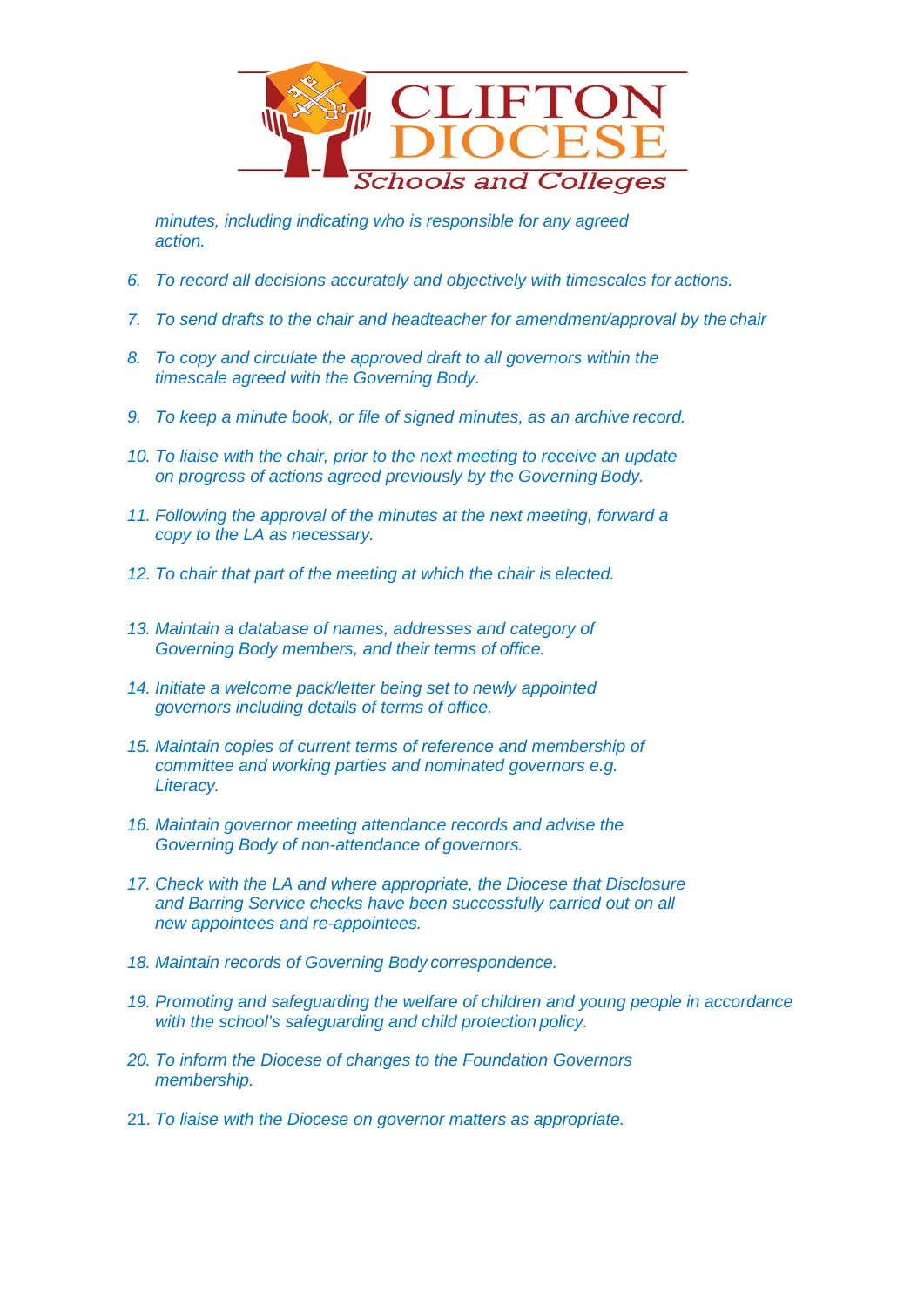*minutes, including indicating who is responsible for any agreed action.*

6. *To record all decisions accurately and objectively with timescales for actions.*

7. *To send drafts to the chair and headteacher for amendment/approval by the chair*

8. *To copy and circulate the approved draft to all governors within the timescale agreed with the Governing Body.*

9. *To keep a minute book, or file of signed minutes, as an archive record.*

10. *To liaise with the chair, prior to the next meeting to receive an update on progress of actions agreed previously by the Governing Body.*

11. *Following the approval of the minutes at the next meeting, forward a copy to the LA as necessary.*

12. *To chair that part of the meeting at which the chair is elected.*

13. *Maintain a database of names, addresses and category of Governing Body members, and their terms of office.*

14. *Initiate a welcome pack/letter being set to newly appointed governors including details of terms of office.*

15. *Maintain copies of current terms of reference and membership of committee and working parties and nominated governors e.g. Literacy.*

16. *Maintain governor meeting attendance records and advise the Governing Body of non-attendance of governors.*

17. *Check with the LA and where appropriate, the Diocese that Disclosure and Barring Service checks have been successfully carried out on all new appointees and re-appointees.*

18. *Maintain records of Governing Body correspondence.*

19. *Promoting and safeguarding the welfare of children and young people in accordance with the school's safeguarding and child protection policy.*

20. *To inform the Diocese of changes to the Foundation Governors membership.*

21. *To liaise with the Diocese on governor matters as appropriate.*